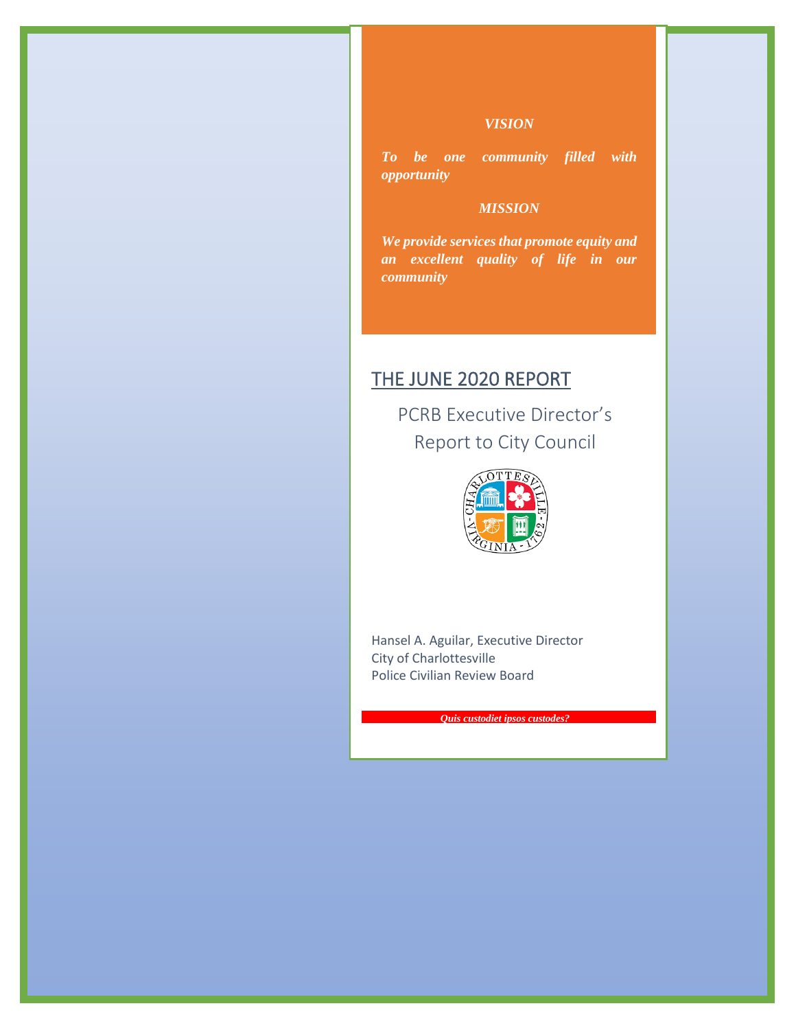***VISION***

***To be one community filled with opportunity***

***MISSION***

***We provide services that promote equity and an excellent quality of life in our community***

# THE JUNE 2020 REPORT

## PCRB Executive Director's Report to City Council

Hansel A. Aguilar, Executive Director
City of Charlottesville
Police Civilian Review Board

***Quis custodiet ipsos custodes?***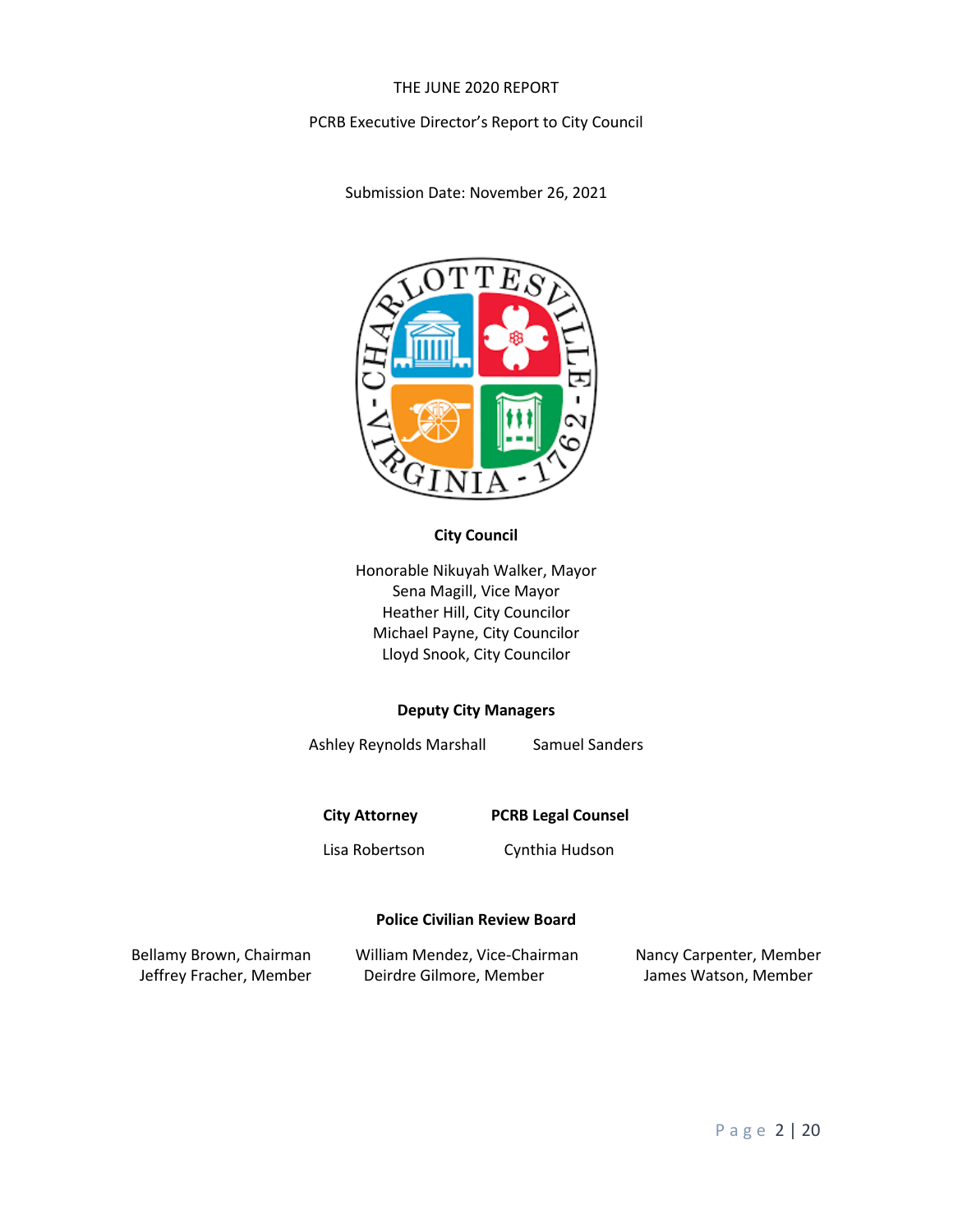THE JUNE 2020 REPORT

PCRB Executive Director's Report to City Council

Submission Date: November 26, 2021

**City Council**

Honorable Nikuyah Walker, Mayor
Sena Magill, Vice Mayor
Heather Hill, City Councilor
Michael Payne, City Councilor
Lloyd Snook, City Councilor

**Deputy City Managers**

Ashley Reynolds Marshall
Samuel Sanders

**City Attorney**

Lisa Robertson

**PCRB Legal Counsel**

Cynthia Hudson

**Police Civilian Review Board**

Bellamy Brown, Chairman
Jeffrey Fracher, Member
William Mendez, Vice-Chairman
Deirdre Gilmore, Member
Nancy Carpenter, Member
James Watson, Member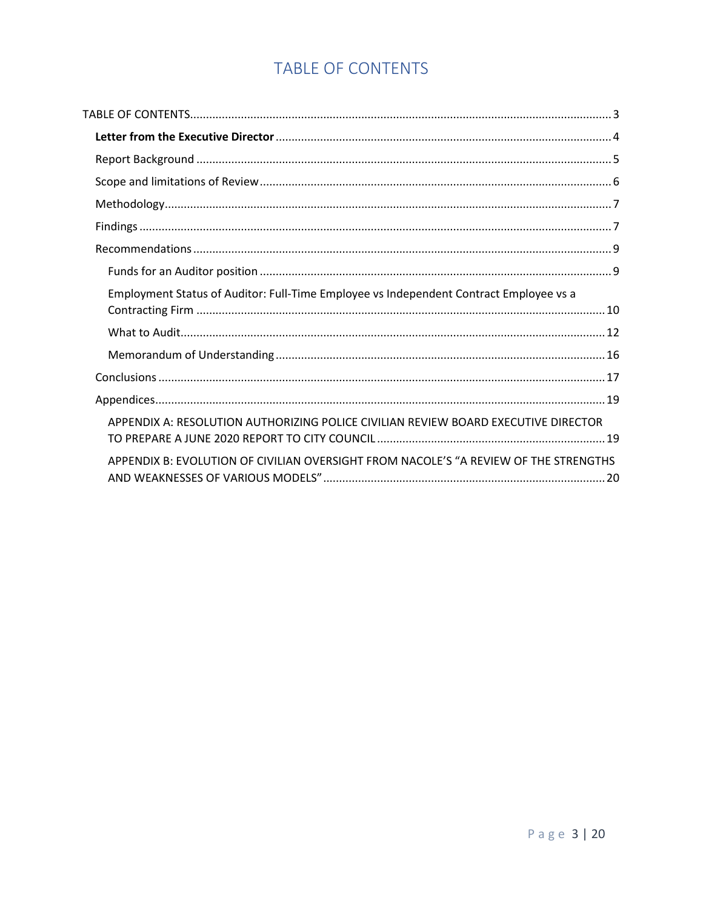# TABLE OF CONTENTS

TABLE OF CONTENTS ........................................................................................................................... 3

- **Letter from the Executive Director** ............................................................................................. 4
- Report Background ........................................................................................................................ 5
- Scope and limitations of Review .................................................................................................... 6
- Methodology .................................................................................................................................. 7
- Findings .......................................................................................................................................... 7
- Recommendations ......................................................................................................................... 9
  - Funds for an Auditor position .................................................................................................... 9
  - Employment Status of Auditor: Full-Time Employee vs Independent Contract Employee vs a Contracting Firm ....................................................................................................................... 10
  - What to Audit ........................................................................................................................... 12
  - Memorandum of Understanding ............................................................................................. 16
- Conclusions .................................................................................................................................. 17
- Appendices ................................................................................................................................... 19
  - APPENDIX A: RESOLUTION AUTHORIZING POLICE CIVILIAN REVIEW BOARD EXECUTIVE DIRECTOR TO PREPARE A JUNE 2020 REPORT TO CITY COUNCIL ............................................................ 19
  - APPENDIX B: EVOLUTION OF CIVILIAN OVERSIGHT FROM NACOLE'S "A REVIEW OF THE STRENGTHS AND WEAKNESSES OF VARIOUS MODELS" ............................................................................. 20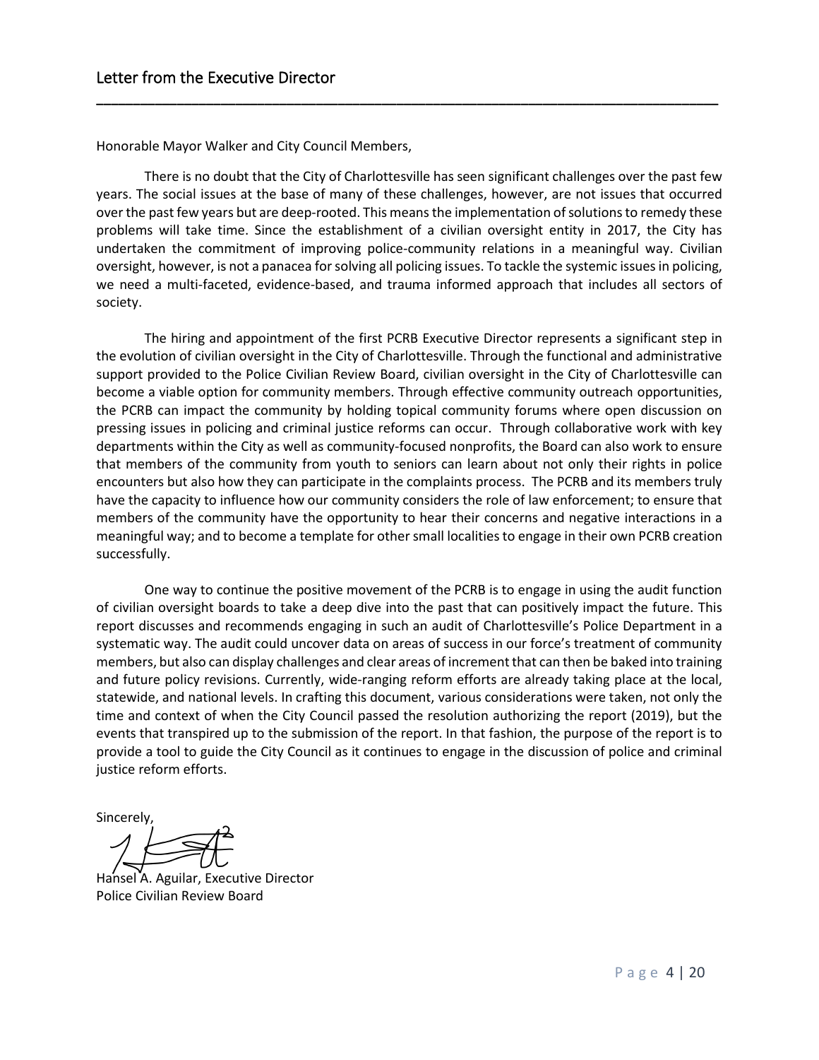## Letter from the Executive Director

Honorable Mayor Walker and City Council Members,

There is no doubt that the City of Charlottesville has seen significant challenges over the past few years. The social issues at the base of many of these challenges, however, are not issues that occurred over the past few years but are deep-rooted. This means the implementation of solutions to remedy these problems will take time. Since the establishment of a civilian oversight entity in 2017, the City has undertaken the commitment of improving police-community relations in a meaningful way. Civilian oversight, however, is not a panacea for solving all policing issues. To tackle the systemic issues in policing, we need a multi-faceted, evidence-based, and trauma informed approach that includes all sectors of society.

The hiring and appointment of the first PCRB Executive Director represents a significant step in the evolution of civilian oversight in the City of Charlottesville. Through the functional and administrative support provided to the Police Civilian Review Board, civilian oversight in the City of Charlottesville can become a viable option for community members. Through effective community outreach opportunities, the PCRB can impact the community by holding topical community forums where open discussion on pressing issues in policing and criminal justice reforms can occur. Through collaborative work with key departments within the City as well as community-focused nonprofits, the Board can also work to ensure that members of the community from youth to seniors can learn about not only their rights in police encounters but also how they can participate in the complaints process. The PCRB and its members truly have the capacity to influence how our community considers the role of law enforcement; to ensure that members of the community have the opportunity to hear their concerns and negative interactions in a meaningful way; and to become a template for other small localities to engage in their own PCRB creation successfully.

One way to continue the positive movement of the PCRB is to engage in using the audit function of civilian oversight boards to take a deep dive into the past that can positively impact the future. This report discusses and recommends engaging in such an audit of Charlottesville's Police Department in a systematic way. The audit could uncover data on areas of success in our force's treatment of community members, but also can display challenges and clear areas of increment that can then be baked into training and future policy revisions. Currently, wide-ranging reform efforts are already taking place at the local, statewide, and national levels. In crafting this document, various considerations were taken, not only the time and context of when the City Council passed the resolution authorizing the report (2019), but the events that transpired up to the submission of the report. In that fashion, the purpose of the report is to provide a tool to guide the City Council as it continues to engage in the discussion of police and criminal justice reform efforts.

Sincerely,

Hansel A. Aguilar, Executive Director
Police Civilian Review Board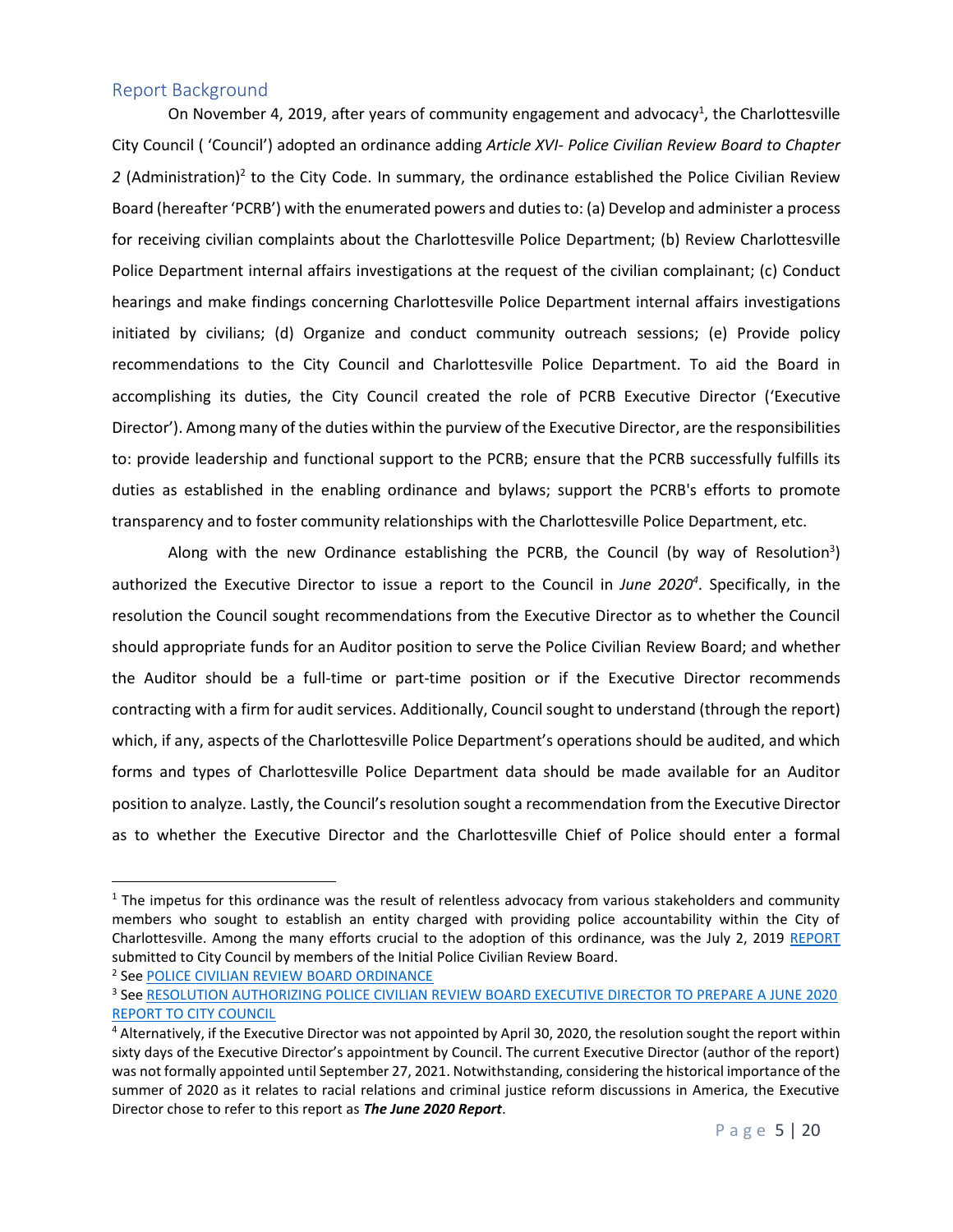## Report Background

On November 4, 2019, after years of community engagement and advocacy[1], the Charlottesville City Council ( 'Council') adopted an ordinance adding *Article XVI- Police Civilian Review Board to Chapter 2* (Administration)[2] to the City Code. In summary, the ordinance established the Police Civilian Review Board (hereafter 'PCRB') with the enumerated powers and duties to: (a) Develop and administer a process for receiving civilian complaints about the Charlottesville Police Department; (b) Review Charlottesville Police Department internal affairs investigations at the request of the civilian complainant; (c) Conduct hearings and make findings concerning Charlottesville Police Department internal affairs investigations initiated by civilians; (d) Organize and conduct community outreach sessions; (e) Provide policy recommendations to the City Council and Charlottesville Police Department. To aid the Board in accomplishing its duties, the City Council created the role of PCRB Executive Director ('Executive Director'). Among many of the duties within the purview of the Executive Director, are the responsibilities to: provide leadership and functional support to the PCRB; ensure that the PCRB successfully fulfills its duties as established in the enabling ordinance and bylaws; support the PCRB's efforts to promote transparency and to foster community relationships with the Charlottesville Police Department, etc.

Along with the new Ordinance establishing the PCRB, the Council (by way of Resolution[3]) authorized the Executive Director to issue a report to the Council in *June 2020*[4]. Specifically, in the resolution the Council sought recommendations from the Executive Director as to whether the Council should appropriate funds for an Auditor position to serve the Police Civilian Review Board; and whether the Auditor should be a full-time or part-time position or if the Executive Director recommends contracting with a firm for audit services. Additionally, Council sought to understand (through the report) which, if any, aspects of the Charlottesville Police Department's operations should be audited, and which forms and types of Charlottesville Police Department data should be made available for an Auditor position to analyze. Lastly, the Council's resolution sought a recommendation from the Executive Director as to whether the Executive Director and the Charlottesville Chief of Police should enter a formal

---

[1] The impetus for this ordinance was the result of relentless advocacy from various stakeholders and community members who sought to establish an entity charged with providing police accountability within the City of Charlottesville. Among the many efforts crucial to the adoption of this ordinance, was the July 2, 2019 REPORT submitted to City Council by members of the Initial Police Civilian Review Board.

[2] See POLICE CIVILIAN REVIEW BOARD ORDINANCE

[3] See RESOLUTION AUTHORIZING POLICE CIVILIAN REVIEW BOARD EXECUTIVE DIRECTOR TO PREPARE A JUNE 2020 REPORT TO CITY COUNCIL

[4] Alternatively, if the Executive Director was not appointed by April 30, 2020, the resolution sought the report within sixty days of the Executive Director's appointment by Council. The current Executive Director (author of the report) was not formally appointed until September 27, 2021. Notwithstanding, considering the historical importance of the summer of 2020 as it relates to racial relations and criminal justice reform discussions in America, the Executive Director chose to refer to this report as ***The June 2020 Report***.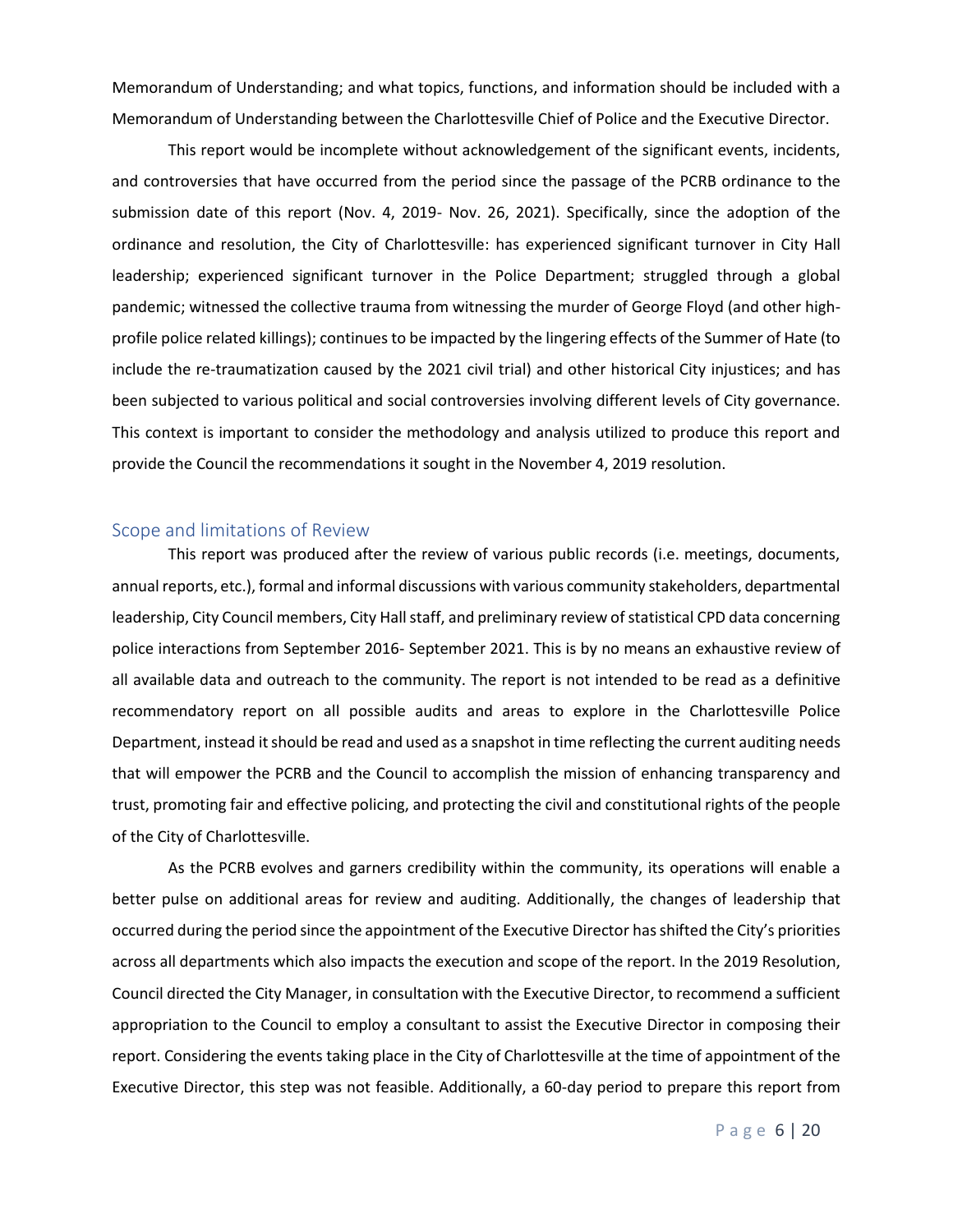Memorandum of Understanding; and what topics, functions, and information should be included with a Memorandum of Understanding between the Charlottesville Chief of Police and the Executive Director.

This report would be incomplete without acknowledgement of the significant events, incidents, and controversies that have occurred from the period since the passage of the PCRB ordinance to the submission date of this report (Nov. 4, 2019- Nov. 26, 2021). Specifically, since the adoption of the ordinance and resolution, the City of Charlottesville: has experienced significant turnover in City Hall leadership; experienced significant turnover in the Police Department; struggled through a global pandemic; witnessed the collective trauma from witnessing the murder of George Floyd (and other high-profile police related killings); continues to be impacted by the lingering effects of the Summer of Hate (to include the re-traumatization caused by the 2021 civil trial) and other historical City injustices; and has been subjected to various political and social controversies involving different levels of City governance. This context is important to consider the methodology and analysis utilized to produce this report and provide the Council the recommendations it sought in the November 4, 2019 resolution.

## Scope and limitations of Review

This report was produced after the review of various public records (i.e. meetings, documents, annual reports, etc.), formal and informal discussions with various community stakeholders, departmental leadership, City Council members, City Hall staff, and preliminary review of statistical CPD data concerning police interactions from September 2016- September 2021. This is by no means an exhaustive review of all available data and outreach to the community. The report is not intended to be read as a definitive recommendatory report on all possible audits and areas to explore in the Charlottesville Police Department, instead it should be read and used as a snapshot in time reflecting the current auditing needs that will empower the PCRB and the Council to accomplish the mission of enhancing transparency and trust, promoting fair and effective policing, and protecting the civil and constitutional rights of the people of the City of Charlottesville.

As the PCRB evolves and garners credibility within the community, its operations will enable a better pulse on additional areas for review and auditing. Additionally, the changes of leadership that occurred during the period since the appointment of the Executive Director has shifted the City's priorities across all departments which also impacts the execution and scope of the report. In the 2019 Resolution, Council directed the City Manager, in consultation with the Executive Director, to recommend a sufficient appropriation to the Council to employ a consultant to assist the Executive Director in composing their report. Considering the events taking place in the City of Charlottesville at the time of appointment of the Executive Director, this step was not feasible. Additionally, a 60-day period to prepare this report from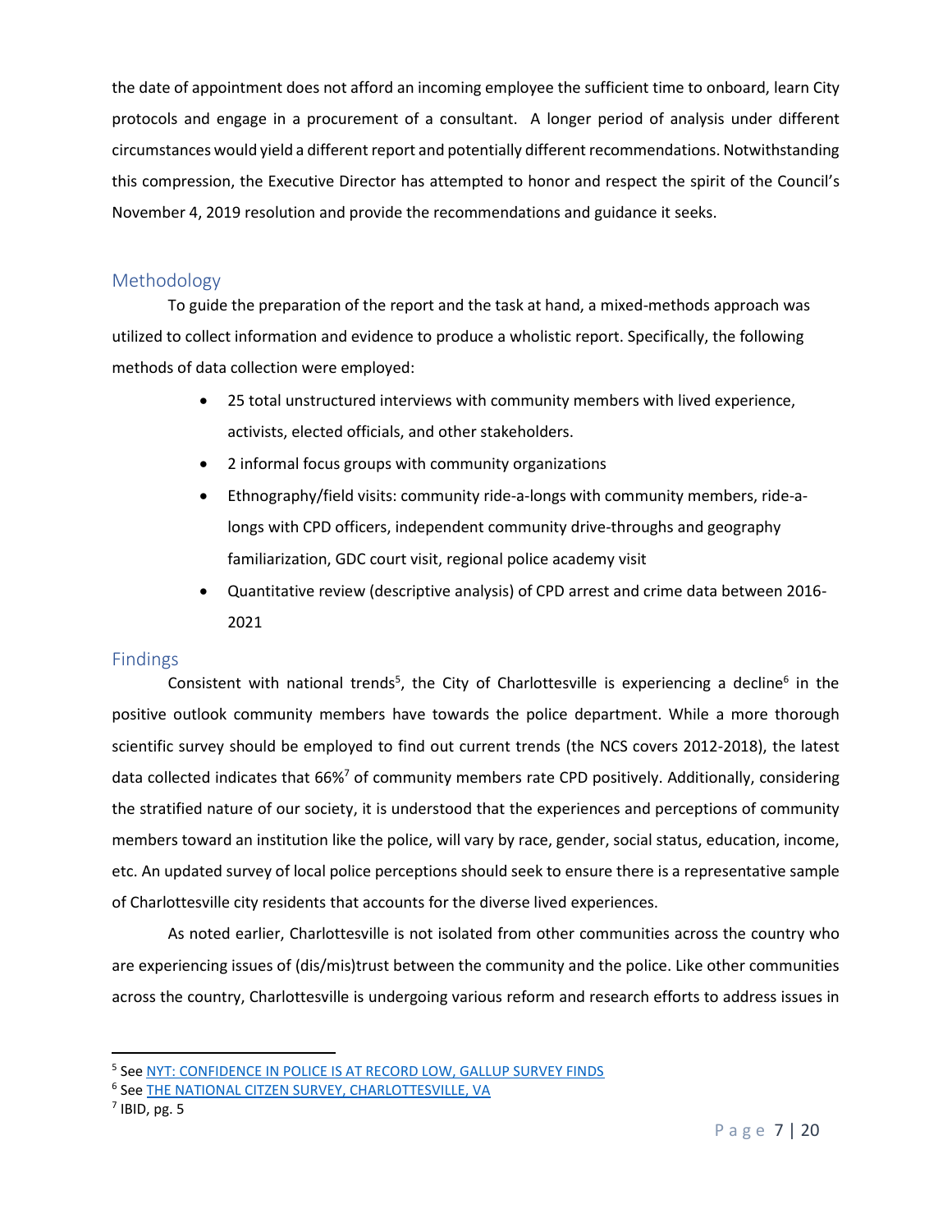the date of appointment does not afford an incoming employee the sufficient time to onboard, learn City protocols and engage in a procurement of a consultant. A longer period of analysis under different circumstances would yield a different report and potentially different recommendations. Notwithstanding this compression, the Executive Director has attempted to honor and respect the spirit of the Council's November 4, 2019 resolution and provide the recommendations and guidance it seeks.

## Methodology

To guide the preparation of the report and the task at hand, a mixed-methods approach was utilized to collect information and evidence to produce a wholistic report. Specifically, the following methods of data collection were employed:

- 25 total unstructured interviews with community members with lived experience, activists, elected officials, and other stakeholders.
- 2 informal focus groups with community organizations
- Ethnography/field visits: community ride-a-longs with community members, ride-a-longs with CPD officers, independent community drive-throughs and geography familiarization, GDC court visit, regional police academy visit
- Quantitative review (descriptive analysis) of CPD arrest and crime data between 2016-2021

## Findings

Consistent with national trends[5], the City of Charlottesville is experiencing a decline[6] in the positive outlook community members have towards the police department. While a more thorough scientific survey should be employed to find out current trends (the NCS covers 2012-2018), the latest data collected indicates that 66%[7] of community members rate CPD positively. Additionally, considering the stratified nature of our society, it is understood that the experiences and perceptions of community members toward an institution like the police, will vary by race, gender, social status, education, income, etc. An updated survey of local police perceptions should seek to ensure there is a representative sample of Charlottesville city residents that accounts for the diverse lived experiences.

As noted earlier, Charlottesville is not isolated from other communities across the country who are experiencing issues of (dis/mis)trust between the community and the police. Like other communities across the country, Charlottesville is undergoing various reform and research efforts to address issues in

---

[5] See NYT: CONFIDENCE IN POLICE IS AT RECORD LOW, GALLUP SURVEY FINDS

[6] See THE NATIONAL CITZEN SURVEY, CHARLOTTESVILLE, VA

[7] IBID, pg. 5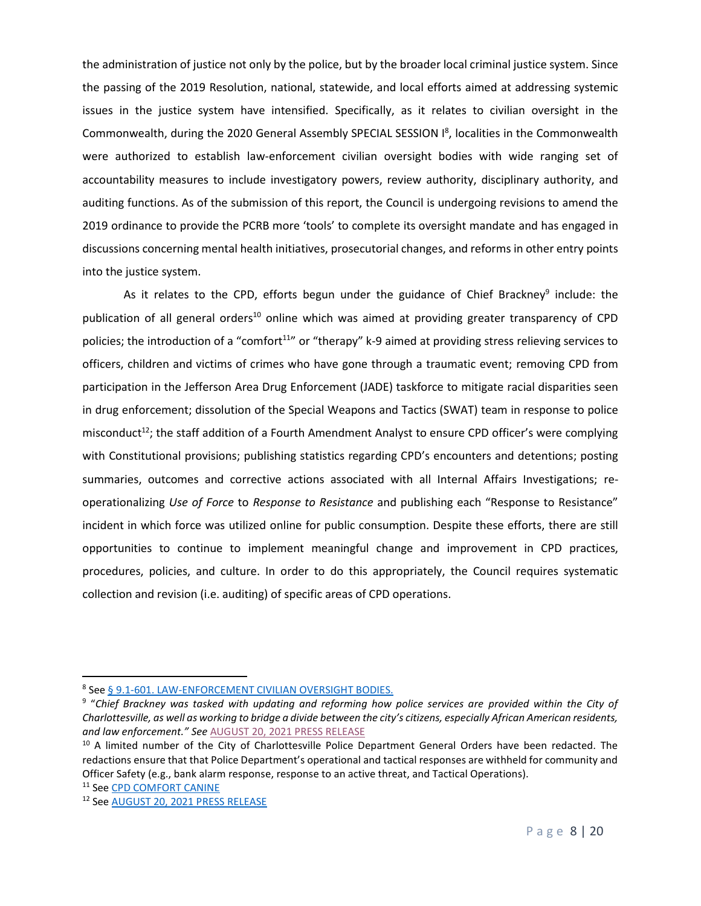the administration of justice not only by the police, but by the broader local criminal justice system. Since the passing of the 2019 Resolution, national, statewide, and local efforts aimed at addressing systemic issues in the justice system have intensified. Specifically, as it relates to civilian oversight in the Commonwealth, during the 2020 General Assembly SPECIAL SESSION I[8], localities in the Commonwealth were authorized to establish law-enforcement civilian oversight bodies with wide ranging set of accountability measures to include investigatory powers, review authority, disciplinary authority, and auditing functions. As of the submission of this report, the Council is undergoing revisions to amend the 2019 ordinance to provide the PCRB more 'tools' to complete its oversight mandate and has engaged in discussions concerning mental health initiatives, prosecutorial changes, and reforms in other entry points into the justice system.

As it relates to the CPD, efforts begun under the guidance of Chief Brackney[9] include: the publication of all general orders[10] online which was aimed at providing greater transparency of CPD policies; the introduction of a "comfort[11]" or "therapy" k-9 aimed at providing stress relieving services to officers, children and victims of crimes who have gone through a traumatic event; removing CPD from participation in the Jefferson Area Drug Enforcement (JADE) taskforce to mitigate racial disparities seen in drug enforcement; dissolution of the Special Weapons and Tactics (SWAT) team in response to police misconduct[12]; the staff addition of a Fourth Amendment Analyst to ensure CPD officer's were complying with Constitutional provisions; publishing statistics regarding CPD's encounters and detentions; posting summaries, outcomes and corrective actions associated with all Internal Affairs Investigations; re-operationalizing *Use of Force* to *Response to Resistance* and publishing each "Response to Resistance" incident in which force was utilized online for public consumption. Despite these efforts, there are still opportunities to continue to implement meaningful change and improvement in CPD practices, procedures, policies, and culture. In order to do this appropriately, the Council requires systematic collection and revision (i.e. auditing) of specific areas of CPD operations.

---

[8] See § 9.1-601. LAW-ENFORCEMENT CIVILIAN OVERSIGHT BODIES.

[9] "*Chief Brackney was tasked with updating and reforming how police services are provided within the City of Charlottesville, as well as working to bridge a divide between the city's citizens, especially African American residents, and law enforcement." See* AUGUST 20, 2021 PRESS RELEASE

[10] A limited number of the City of Charlottesville Police Department General Orders have been redacted. The redactions ensure that that Police Department's operational and tactical responses are withheld for community and Officer Safety (e.g., bank alarm response, response to an active threat, and Tactical Operations).

[11] See CPD COMFORT CANINE

[12] See AUGUST 20, 2021 PRESS RELEASE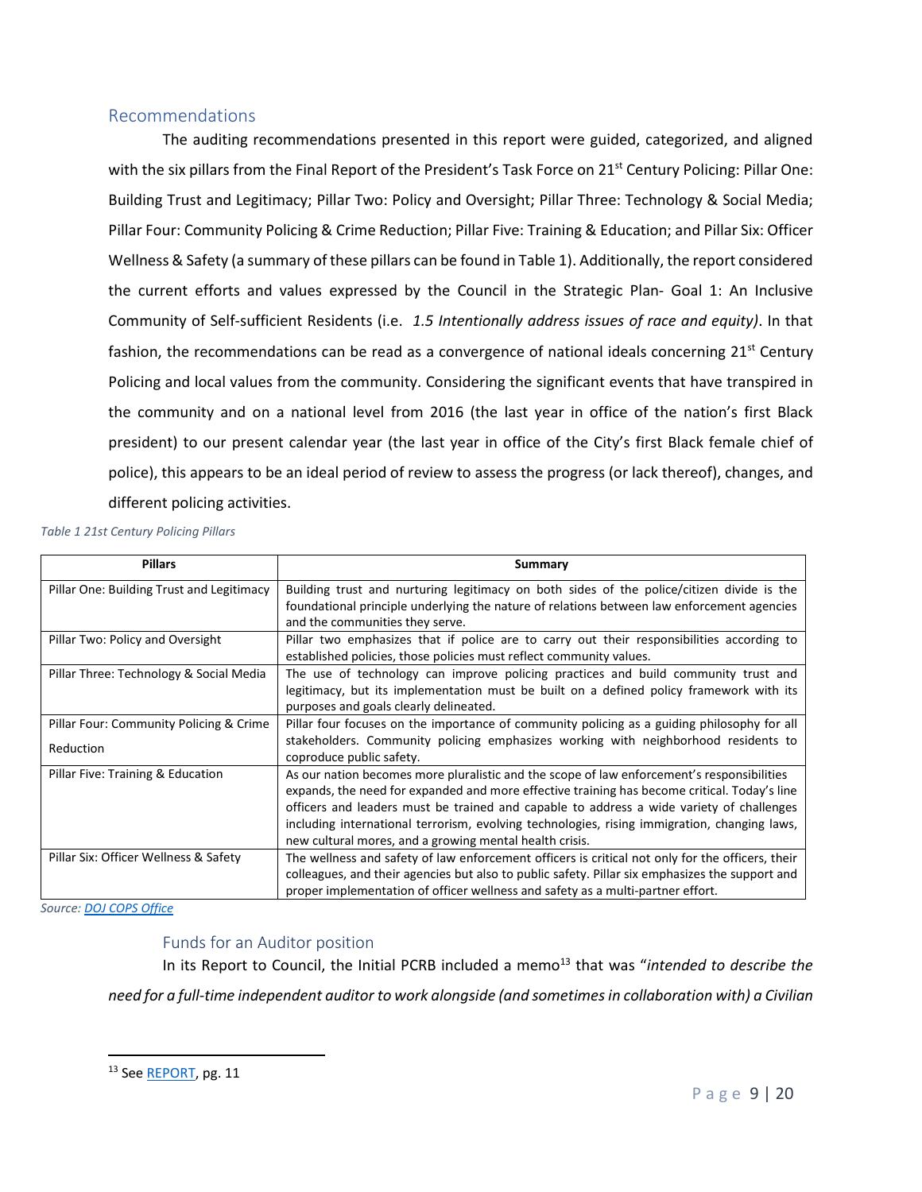## Recommendations

The auditing recommendations presented in this report were guided, categorized, and aligned with the six pillars from the Final Report of the President's Task Force on 21st Century Policing: Pillar One: Building Trust and Legitimacy; Pillar Two: Policy and Oversight; Pillar Three: Technology & Social Media; Pillar Four: Community Policing & Crime Reduction; Pillar Five: Training & Education; and Pillar Six: Officer Wellness & Safety (a summary of these pillars can be found in Table 1). Additionally, the report considered the current efforts and values expressed by the Council in the Strategic Plan- Goal 1: An Inclusive Community of Self-sufficient Residents (i.e. *1.5 Intentionally address issues of race and equity)*. In that fashion, the recommendations can be read as a convergence of national ideals concerning 21st Century Policing and local values from the community. Considering the significant events that have transpired in the community and on a national level from 2016 (the last year in office of the nation's first Black president) to our present calendar year (the last year in office of the City's first Black female chief of police), this appears to be an ideal period of review to assess the progress (or lack thereof), changes, and different policing activities.

*Table 1 21st Century Policing Pillars*

| Pillars | Summary |
|---|---|
| Pillar One: Building Trust and Legitimacy | Building trust and nurturing legitimacy on both sides of the police/citizen divide is the foundational principle underlying the nature of relations between law enforcement agencies and the communities they serve. |
| Pillar Two: Policy and Oversight | Pillar two emphasizes that if police are to carry out their responsibilities according to established policies, those policies must reflect community values. |
| Pillar Three: Technology & Social Media | The use of technology can improve policing practices and build community trust and legitimacy, but its implementation must be built on a defined policy framework with its purposes and goals clearly delineated. |
| Pillar Four: Community Policing & Crime Reduction | Pillar four focuses on the importance of community policing as a guiding philosophy for all stakeholders. Community policing emphasizes working with neighborhood residents to coproduce public safety. |
| Pillar Five: Training & Education | As our nation becomes more pluralistic and the scope of law enforcement's responsibilities expands, the need for expanded and more effective training has become critical. Today's line officers and leaders must be trained and capable to address a wide variety of challenges including international terrorism, evolving technologies, rising immigration, changing laws, new cultural mores, and a growing mental health crisis. |
| Pillar Six: Officer Wellness & Safety | The wellness and safety of law enforcement officers is critical not only for the officers, their colleagues, and their agencies but also to public safety. Pillar six emphasizes the support and proper implementation of officer wellness and safety as a multi-partner effort. |

*Source: DOJ COPS Office*

### Funds for an Auditor position

In its Report to Council, the Initial PCRB included a memo[13] that was "*intended to describe the need for a full-time independent auditor to work alongside (and sometimes in collaboration with) a Civilian*

[13] See REPORT, pg. 11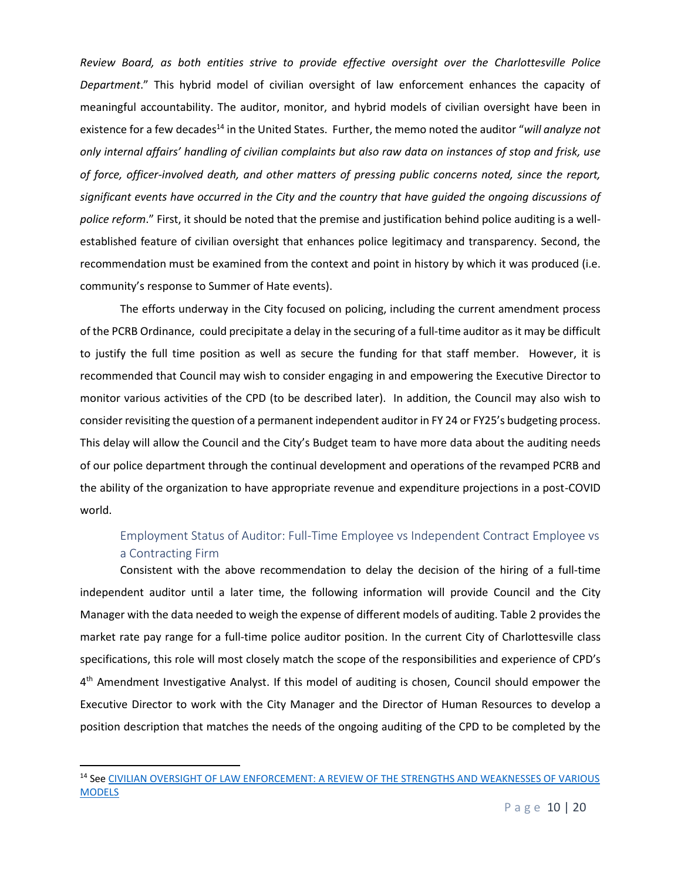*Review Board, as both entities strive to provide effective oversight over the Charlottesville Police Department*." This hybrid model of civilian oversight of law enforcement enhances the capacity of meaningful accountability. The auditor, monitor, and hybrid models of civilian oversight have been in existence for a few decades[14] in the United States. Further, the memo noted the auditor "*will analyze not only internal affairs' handling of civilian complaints but also raw data on instances of stop and frisk, use of force, officer-involved death, and other matters of pressing public concerns noted, since the report, significant events have occurred in the City and the country that have guided the ongoing discussions of police reform*." First, it should be noted that the premise and justification behind police auditing is a well-established feature of civilian oversight that enhances police legitimacy and transparency. Second, the recommendation must be examined from the context and point in history by which it was produced (i.e. community's response to Summer of Hate events).

The efforts underway in the City focused on policing, including the current amendment process of the PCRB Ordinance, could precipitate a delay in the securing of a full-time auditor as it may be difficult to justify the full time position as well as secure the funding for that staff member. However, it is recommended that Council may wish to consider engaging in and empowering the Executive Director to monitor various activities of the CPD (to be described later). In addition, the Council may also wish to consider revisiting the question of a permanent independent auditor in FY 24 or FY25's budgeting process. This delay will allow the Council and the City's Budget team to have more data about the auditing needs of our police department through the continual development and operations of the revamped PCRB and the ability of the organization to have appropriate revenue and expenditure projections in a post-COVID world.

### Employment Status of Auditor: Full-Time Employee vs Independent Contract Employee vs a Contracting Firm

Consistent with the above recommendation to delay the decision of the hiring of a full-time independent auditor until a later time, the following information will provide Council and the City Manager with the data needed to weigh the expense of different models of auditing. Table 2 provides the market rate pay range for a full-time police auditor position. In the current City of Charlottesville class specifications, this role will most closely match the scope of the responsibilities and experience of CPD's 4th Amendment Investigative Analyst. If this model of auditing is chosen, Council should empower the Executive Director to work with the City Manager and the Director of Human Resources to develop a position description that matches the needs of the ongoing auditing of the CPD to be completed by the

[14] See CIVILIAN OVERSIGHT OF LAW ENFORCEMENT: A REVIEW OF THE STRENGTHS AND WEAKNESSES OF VARIOUS MODELS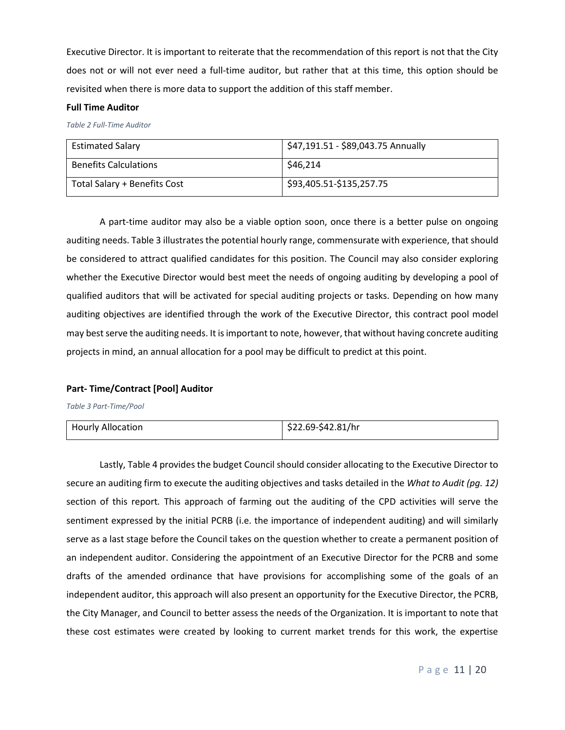Executive Director. It is important to reiterate that the recommendation of this report is not that the City does not or will not ever need a full-time auditor, but rather that at this time, this option should be revisited when there is more data to support the addition of this staff member.

**Full Time Auditor**

*Table 2 Full-Time Auditor*

| Estimated Salary | $47,191.51 - $89,043.75 Annually |
|---|---|
| Benefits Calculations | $46,214 |
| Total Salary + Benefits Cost | $93,405.51-$135,257.75 |

A part-time auditor may also be a viable option soon, once there is a better pulse on ongoing auditing needs. Table 3 illustrates the potential hourly range, commensurate with experience, that should be considered to attract qualified candidates for this position. The Council may also consider exploring whether the Executive Director would best meet the needs of ongoing auditing by developing a pool of qualified auditors that will be activated for special auditing projects or tasks. Depending on how many auditing objectives are identified through the work of the Executive Director, this contract pool model may best serve the auditing needs. It is important to note, however, that without having concrete auditing projects in mind, an annual allocation for a pool may be difficult to predict at this point.

**Part- Time/Contract [Pool] Auditor**

*Table 3 Part-Time/Pool*

| Hourly Allocation | $22.69-$42.81/hr |
|---|---|

Lastly, Table 4 provides the budget Council should consider allocating to the Executive Director to secure an auditing firm to execute the auditing objectives and tasks detailed in the *What to Audit (pg. 12)* section of this report. This approach of farming out the auditing of the CPD activities will serve the sentiment expressed by the initial PCRB (i.e. the importance of independent auditing) and will similarly serve as a last stage before the Council takes on the question whether to create a permanent position of an independent auditor. Considering the appointment of an Executive Director for the PCRB and some drafts of the amended ordinance that have provisions for accomplishing some of the goals of an independent auditor, this approach will also present an opportunity for the Executive Director, the PCRB, the City Manager, and Council to better assess the needs of the Organization. It is important to note that these cost estimates were created by looking to current market trends for this work, the expertise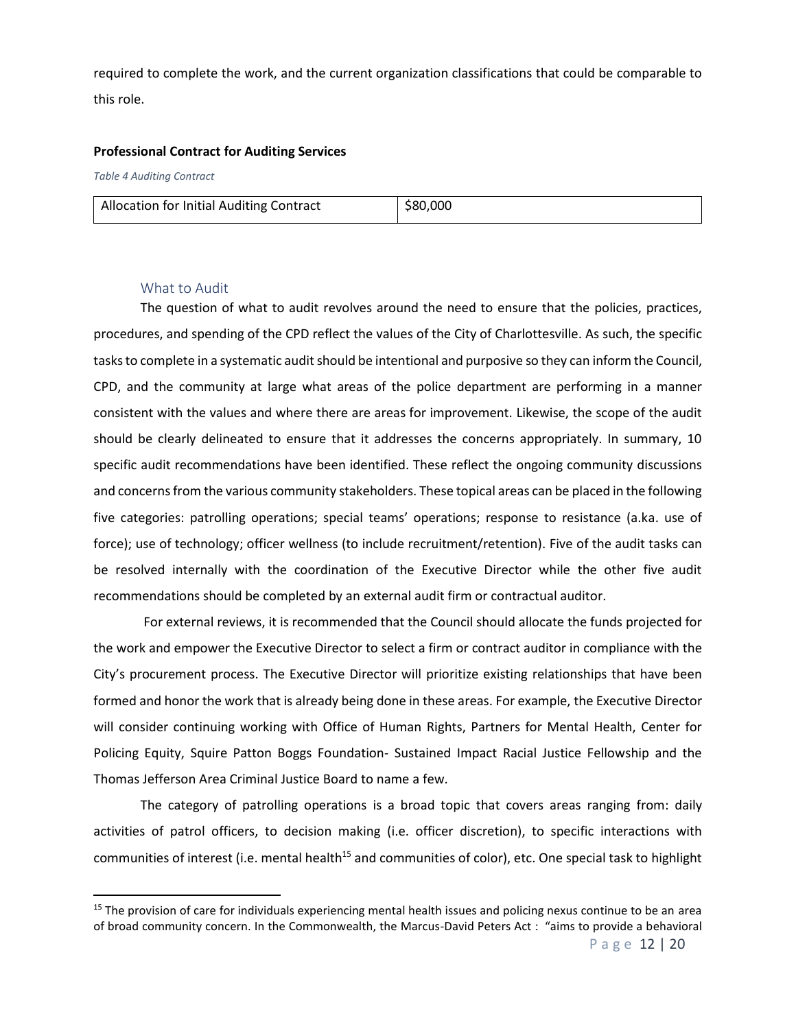required to complete the work, and the current organization classifications that could be comparable to this role.

**Professional Contract for Auditing Services**

*Table 4 Auditing Contract*

| Allocation for Initial Auditing Contract | $80,000 |
|---|---|

## What to Audit

The question of what to audit revolves around the need to ensure that the policies, practices, procedures, and spending of the CPD reflect the values of the City of Charlottesville. As such, the specific tasks to complete in a systematic audit should be intentional and purposive so they can inform the Council, CPD, and the community at large what areas of the police department are performing in a manner consistent with the values and where there are areas for improvement. Likewise, the scope of the audit should be clearly delineated to ensure that it addresses the concerns appropriately. In summary, 10 specific audit recommendations have been identified. These reflect the ongoing community discussions and concerns from the various community stakeholders. These topical areas can be placed in the following five categories: patrolling operations; special teams' operations; response to resistance (a.ka. use of force); use of technology; officer wellness (to include recruitment/retention). Five of the audit tasks can be resolved internally with the coordination of the Executive Director while the other five audit recommendations should be completed by an external audit firm or contractual auditor.

For external reviews, it is recommended that the Council should allocate the funds projected for the work and empower the Executive Director to select a firm or contract auditor in compliance with the City's procurement process. The Executive Director will prioritize existing relationships that have been formed and honor the work that is already being done in these areas. For example, the Executive Director will consider continuing working with Office of Human Rights, Partners for Mental Health, Center for Policing Equity, Squire Patton Boggs Foundation- Sustained Impact Racial Justice Fellowship and the Thomas Jefferson Area Criminal Justice Board to name a few.

The category of patrolling operations is a broad topic that covers areas ranging from: daily activities of patrol officers, to decision making (i.e. officer discretion), to specific interactions with communities of interest (i.e. mental health[15] and communities of color), etc. One special task to highlight

---

[15] The provision of care for individuals experiencing mental health issues and policing nexus continue to be an area of broad community concern. In the Commonwealth, the Marcus-David Peters Act : "aims to provide a behavioral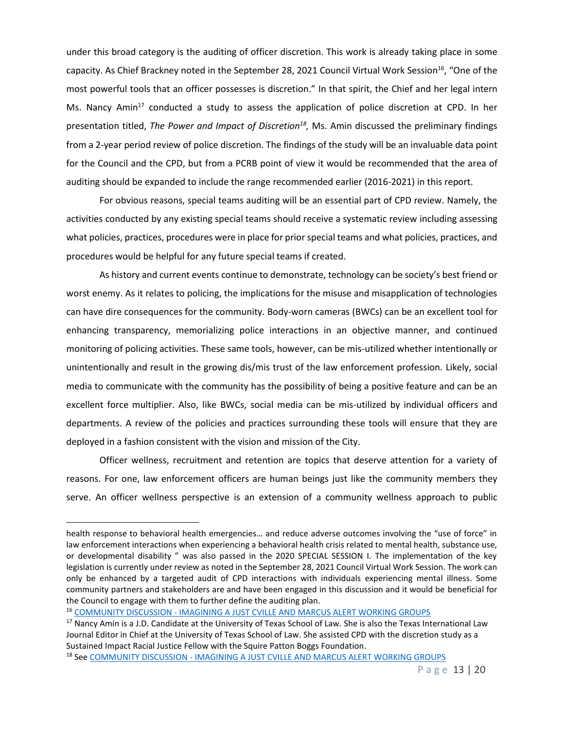under this broad category is the auditing of officer discretion. This work is already taking place in some capacity. As Chief Brackney noted in the September 28, 2021 Council Virtual Work Session[16], "One of the most powerful tools that an officer possesses is discretion." In that spirit, the Chief and her legal intern Ms. Nancy Amin[17] conducted a study to assess the application of police discretion at CPD. In her presentation titled, *The Power and Impact of Discretion*[18], Ms. Amin discussed the preliminary findings from a 2-year period review of police discretion. The findings of the study will be an invaluable data point for the Council and the CPD, but from a PCRB point of view it would be recommended that the area of auditing should be expanded to include the range recommended earlier (2016-2021) in this report.

For obvious reasons, special teams auditing will be an essential part of CPD review. Namely, the activities conducted by any existing special teams should receive a systematic review including assessing what policies, practices, procedures were in place for prior special teams and what policies, practices, and procedures would be helpful for any future special teams if created.

As history and current events continue to demonstrate, technology can be society's best friend or worst enemy. As it relates to policing, the implications for the misuse and misapplication of technologies can have dire consequences for the community. Body-worn cameras (BWCs) can be an excellent tool for enhancing transparency, memorializing police interactions in an objective manner, and continued monitoring of policing activities. These same tools, however, can be mis-utilized whether intentionally or unintentionally and result in the growing dis/mis trust of the law enforcement profession. Likely, social media to communicate with the community has the possibility of being a positive feature and can be an excellent force multiplier. Also, like BWCs, social media can be mis-utilized by individual officers and departments. A review of the policies and practices surrounding these tools will ensure that they are deployed in a fashion consistent with the vision and mission of the City.

Officer wellness, recruitment and retention are topics that deserve attention for a variety of reasons. For one, law enforcement officers are human beings just like the community members they serve. An officer wellness perspective is an extension of a community wellness approach to public

---

health response to behavioral health emergencies… and reduce adverse outcomes involving the "use of force" in law enforcement interactions when experiencing a behavioral health crisis related to mental health, substance use, or developmental disability " was also passed in the 2020 SPECIAL SESSION I. The implementation of the key legislation is currently under review as noted in the September 28, 2021 Council Virtual Work Session. The work can only be enhanced by a targeted audit of CPD interactions with individuals experiencing mental illness. Some community partners and stakeholders are and have been engaged in this discussion and it would be beneficial for the Council to engage with them to further define the auditing plan.

[16] COMMUNITY DISCUSSION - IMAGINING A JUST CVILLE AND MARCUS ALERT WORKING GROUPS

[17] Nancy Amin is a J.D. Candidate at the University of Texas School of Law. She is also the Texas International Law Journal Editor in Chief at the University of Texas School of Law. She assisted CPD with the discretion study as a Sustained Impact Racial Justice Fellow with the Squire Patton Boggs Foundation.

[18] See COMMUNITY DISCUSSION - IMAGINING A JUST CVILLE AND MARCUS ALERT WORKING GROUPS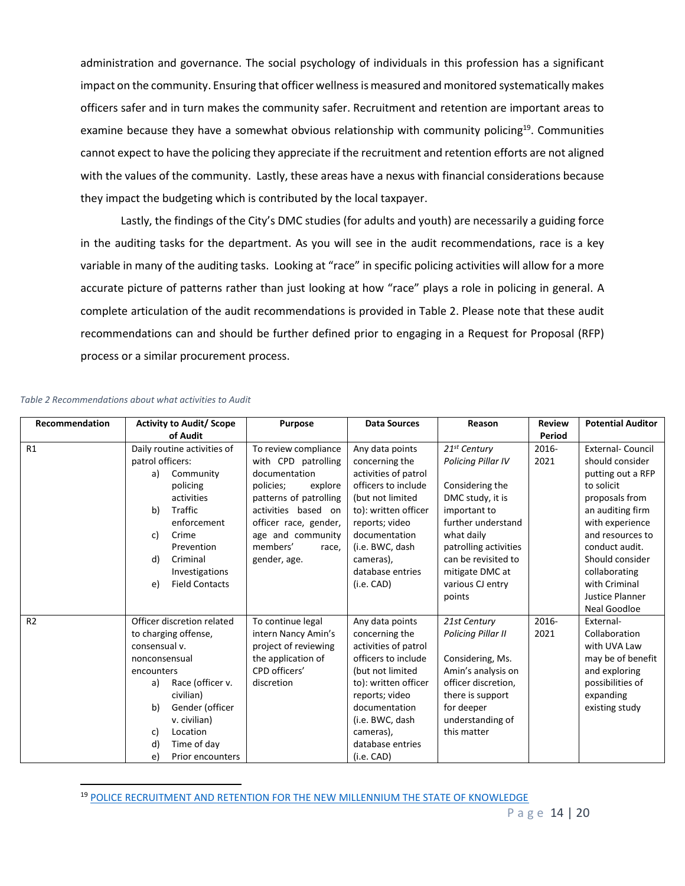administration and governance. The social psychology of individuals in this profession has a significant impact on the community. Ensuring that officer wellness is measured and monitored systematically makes officers safer and in turn makes the community safer. Recruitment and retention are important areas to examine because they have a somewhat obvious relationship with community policing[19]. Communities cannot expect to have the policing they appreciate if the recruitment and retention efforts are not aligned with the values of the community. Lastly, these areas have a nexus with financial considerations because they impact the budgeting which is contributed by the local taxpayer.

Lastly, the findings of the City's DMC studies (for adults and youth) are necessarily a guiding force in the auditing tasks for the department. As you will see in the audit recommendations, race is a key variable in many of the auditing tasks. Looking at "race" in specific policing activities will allow for a more accurate picture of patterns rather than just looking at how "race" plays a role in policing in general. A complete articulation of the audit recommendations is provided in Table 2. Please note that these audit recommendations can and should be further defined prior to engaging in a Request for Proposal (RFP) process or a similar procurement process.

*Table 2 Recommendations about what activities to Audit*

| Recommendation | Activity to Audit/ Scope of Audit | Purpose | Data Sources | Reason | Review Period | Potential Auditor |
|---|---|---|---|---|---|---|
| R1 | Daily routine activities of patrol officers: a) Community policing activities b) Traffic enforcement c) Crime Prevention d) Criminal Investigations e) Field Contacts | To review compliance with CPD patrolling documentation policies; explore patterns of patrolling activities based on officer race, gender, age and community members' race, gender, age. | Any data points concerning the activities of patrol officers to include (but not limited to): written officer reports; video documentation (i.e. BWC, dash cameras), database entries (i.e. CAD) | *21st Century Policing Pillar IV* Considering the DMC study, it is important to further understand what daily patrolling activities can be revisited to mitigate DMC at various CJ entry points | 2016-2021 | External- Council should consider putting out a RFP to solicit proposals from an auditing firm with experience and resources to conduct audit. Should consider collaborating with Criminal Justice Planner Neal Goodloe |
| R2 | Officer discretion related to charging offense, consensual v. nonconsensual encounters a) Race (officer v. civilian) b) Gender (officer v. civilian) c) Location d) Time of day e) Prior encounters | To continue legal intern Nancy Amin's project of reviewing the application of CPD officers' discretion | Any data points concerning the activities of patrol officers to include (but not limited to): written officer reports; video documentation (i.e. BWC, dash cameras), database entries (i.e. CAD) | *21st Century Policing Pillar II* Considering, Ms. Amin's analysis on officer discretion, there is support for deeper understanding of this matter | 2016-2021 | External- Collaboration with UVA Law may be of benefit and exploring possibilities of expanding existing study |

[19] POLICE RECRUITMENT AND RETENTION FOR THE NEW MILLENNIUM THE STATE OF KNOWLEDGE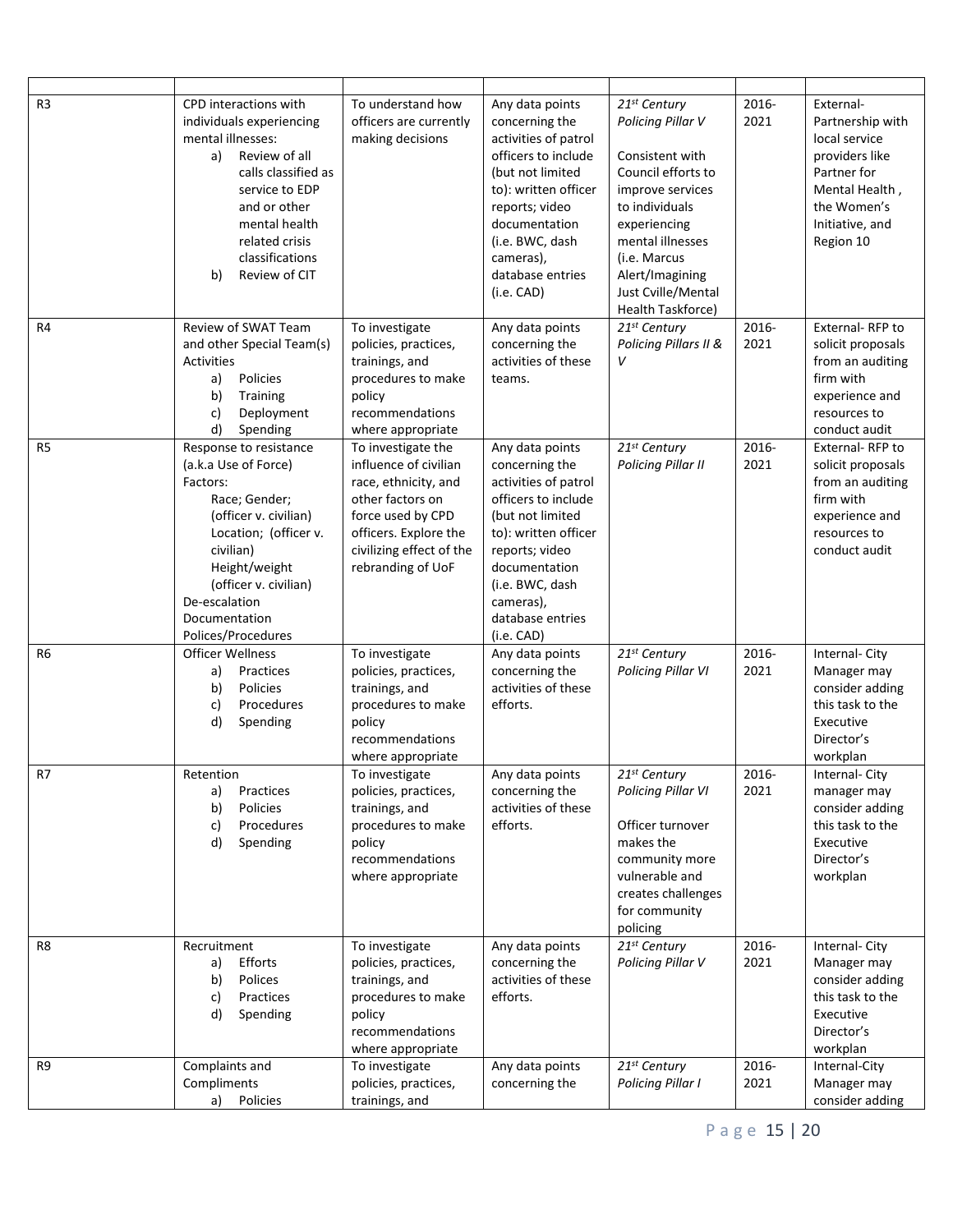| | | | | | | |
|---|---|---|---|---|---|---|
| R3 | CPD interactions with individuals experiencing mental illnesses:<br>a) Review of all calls classified as service to EDP and or other mental health related crisis classifications<br>b) Review of CIT | To understand how officers are currently making decisions | Any data points concerning the activities of patrol officers to include (but not limited to): written officer reports; video documentation (i.e. BWC, dash cameras), database entries (i.e. CAD) | *21st Century Policing Pillar V*<br><br>Consistent with Council efforts to improve services to individuals experiencing mental illnesses (i.e. Marcus Alert/Imagining Just Cville/Mental Health Taskforce) | 2016-2021 | External-Partnership with local service providers like Partner for Mental Health , the Women's Initiative, and Region 10 |
| R4 | Review of SWAT Team and other Special Team(s) Activities<br>a) Policies<br>b) Training<br>c) Deployment<br>d) Spending | To investigate policies, practices, trainings, and procedures to make policy recommendations where appropriate | Any data points concerning the activities of these teams. | *21st Century Policing Pillars II & V* | 2016-2021 | External- RFP to solicit proposals from an auditing firm with experience and resources to conduct audit |
| R5 | Response to resistance (a.k.a Use of Force) Factors:<br>Race; Gender; (officer v. civilian)<br>Location; (officer v. civilian)<br>Height/weight (officer v. civilian)<br>De-escalation<br>Documentation<br>Polices/Procedures | To investigate the influence of civilian race, ethnicity, and other factors on force used by CPD officers. Explore the civilizing effect of the rebranding of UoF | Any data points concerning the activities of patrol officers to include (but not limited to): written officer reports; video documentation (i.e. BWC, dash cameras), database entries (i.e. CAD) | *21st Century Policing Pillar II* | 2016-2021 | External- RFP to solicit proposals from an auditing firm with experience and resources to conduct audit |
| R6 | Officer Wellness<br>a) Practices<br>b) Policies<br>c) Procedures<br>d) Spending | To investigate policies, practices, trainings, and procedures to make policy recommendations where appropriate | Any data points concerning the activities of these efforts. | *21st Century Policing Pillar VI* | 2016-2021 | Internal- City Manager may consider adding this task to the Executive Director's workplan |
| R7 | Retention<br>a) Practices<br>b) Policies<br>c) Procedures<br>d) Spending | To investigate policies, practices, trainings, and procedures to make policy recommendations where appropriate | Any data points concerning the activities of these efforts. | *21st Century Policing Pillar VI*<br><br>Officer turnover makes the community more vulnerable and creates challenges for community policing | 2016-2021 | Internal- City manager may consider adding this task to the Executive Director's workplan |
| R8 | Recruitment<br>a) Efforts<br>b) Polices<br>c) Practices<br>d) Spending | To investigate policies, practices, trainings, and procedures to make policy recommendations where appropriate | Any data points concerning the activities of these efforts. | *21st Century Policing Pillar V* | 2016-2021 | Internal- City Manager may consider adding this task to the Executive Director's workplan |
| R9 | Complaints and Compliments<br>a) Policies | To investigate policies, practices, trainings, and | Any data points concerning the | *21st Century Policing Pillar I* | 2016-2021 | Internal-City Manager may consider adding |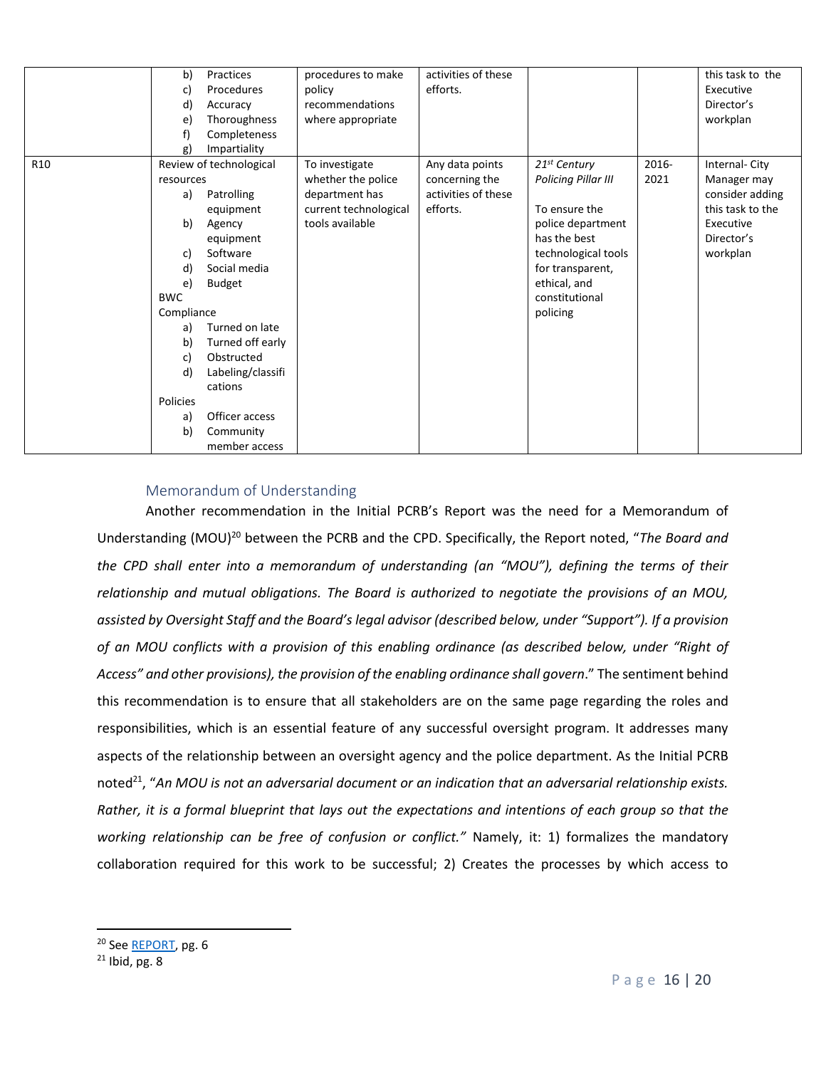| | | | | | | |
|---|---|---|---|---|---|---|
| | b) Practices<br>c) Procedures<br>d) Accuracy<br>e) Thoroughness<br>f) Completeness<br>g) Impartiality | procedures to make policy recommendations where appropriate | activities of these efforts. | | | this task to the Executive Director's workplan |
| R10 | Review of technological resources<br>a) Patrolling equipment<br>b) Agency equipment<br>c) Software<br>d) Social media<br>e) Budget<br>BWC Compliance<br>a) Turned on late<br>b) Turned off early<br>c) Obstructed<br>d) Labeling/classifications<br>Policies<br>a) Officer access<br>b) Community member access | To investigate whether the police department has current technological tools available | Any data points concerning the activities of these efforts. | *21st Century Policing Pillar III*<br><br>To ensure the police department has the best technological tools for transparent, ethical, and constitutional policing | 2016-2021 | Internal- City Manager may consider adding this task to the Executive Director's workplan |

## Memorandum of Understanding

Another recommendation in the Initial PCRB's Report was the need for a Memorandum of Understanding (MOU)[20] between the PCRB and the CPD. Specifically, the Report noted, "*The Board and the CPD shall enter into a memorandum of understanding (an "MOU"), defining the terms of their relationship and mutual obligations. The Board is authorized to negotiate the provisions of an MOU, assisted by Oversight Staff and the Board's legal advisor (described below, under "Support"). If a provision of an MOU conflicts with a provision of this enabling ordinance (as described below, under "Right of Access" and other provisions), the provision of the enabling ordinance shall govern*." The sentiment behind this recommendation is to ensure that all stakeholders are on the same page regarding the roles and responsibilities, which is an essential feature of any successful oversight program. It addresses many aspects of the relationship between an oversight agency and the police department. As the Initial PCRB noted[21], "*An MOU is not an adversarial document or an indication that an adversarial relationship exists. Rather, it is a formal blueprint that lays out the expectations and intentions of each group so that the working relationship can be free of confusion or conflict.*" Namely, it: 1) formalizes the mandatory collaboration required for this work to be successful; 2) Creates the processes by which access to

---

[20] See REPORT, pg. 6

[21] Ibid, pg. 8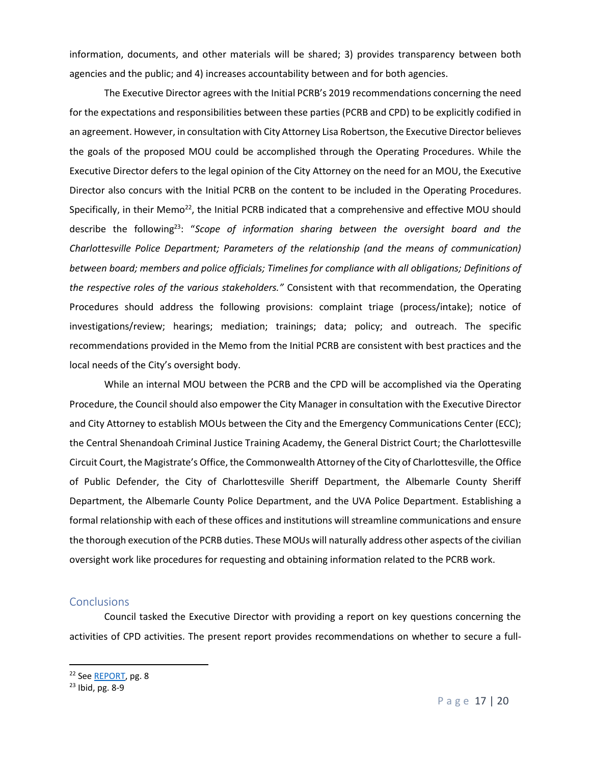information, documents, and other materials will be shared; 3) provides transparency between both agencies and the public; and 4) increases accountability between and for both agencies.

The Executive Director agrees with the Initial PCRB's 2019 recommendations concerning the need for the expectations and responsibilities between these parties (PCRB and CPD) to be explicitly codified in an agreement. However, in consultation with City Attorney Lisa Robertson, the Executive Director believes the goals of the proposed MOU could be accomplished through the Operating Procedures. While the Executive Director defers to the legal opinion of the City Attorney on the need for an MOU, the Executive Director also concurs with the Initial PCRB on the content to be included in the Operating Procedures. Specifically, in their Memo[22], the Initial PCRB indicated that a comprehensive and effective MOU should describe the following[23]: "*Scope of information sharing between the oversight board and the Charlottesville Police Department; Parameters of the relationship (and the means of communication) between board; members and police officials; Timelines for compliance with all obligations; Definitions of the respective roles of the various stakeholders.*" Consistent with that recommendation, the Operating Procedures should address the following provisions: complaint triage (process/intake); notice of investigations/review; hearings; mediation; trainings; data; policy; and outreach. The specific recommendations provided in the Memo from the Initial PCRB are consistent with best practices and the local needs of the City's oversight body.

While an internal MOU between the PCRB and the CPD will be accomplished via the Operating Procedure, the Council should also empower the City Manager in consultation with the Executive Director and City Attorney to establish MOUs between the City and the Emergency Communications Center (ECC); the Central Shenandoah Criminal Justice Training Academy, the General District Court; the Charlottesville Circuit Court, the Magistrate's Office, the Commonwealth Attorney of the City of Charlottesville, the Office of Public Defender, the City of Charlottesville Sheriff Department, the Albemarle County Sheriff Department, the Albemarle County Police Department, and the UVA Police Department. Establishing a formal relationship with each of these offices and institutions will streamline communications and ensure the thorough execution of the PCRB duties. These MOUs will naturally address other aspects of the civilian oversight work like procedures for requesting and obtaining information related to the PCRB work.

## Conclusions

Council tasked the Executive Director with providing a report on key questions concerning the activities of CPD activities. The present report provides recommendations on whether to secure a full-

[22] See REPORT, pg. 8
[23] Ibid, pg. 8-9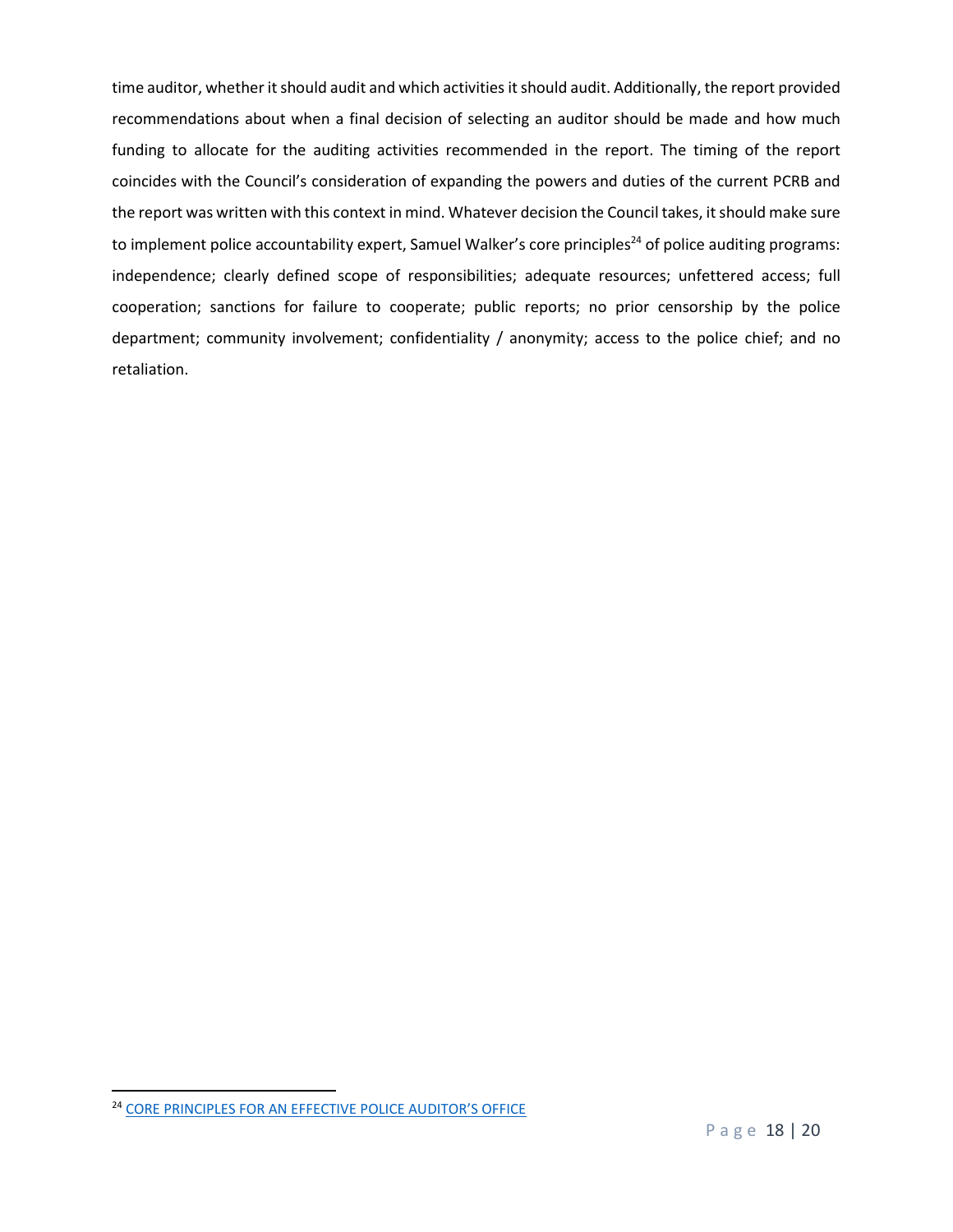time auditor, whether it should audit and which activities it should audit. Additionally, the report provided recommendations about when a final decision of selecting an auditor should be made and how much funding to allocate for the auditing activities recommended in the report. The timing of the report coincides with the Council's consideration of expanding the powers and duties of the current PCRB and the report was written with this context in mind. Whatever decision the Council takes, it should make sure to implement police accountability expert, Samuel Walker's core principles[24] of police auditing programs: independence; clearly defined scope of responsibilities; adequate resources; unfettered access; full cooperation; sanctions for failure to cooperate; public reports; no prior censorship by the police department; community involvement; confidentiality / anonymity; access to the police chief; and no retaliation.

---

[24] CORE PRINCIPLES FOR AN EFFECTIVE POLICE AUDITOR'S OFFICE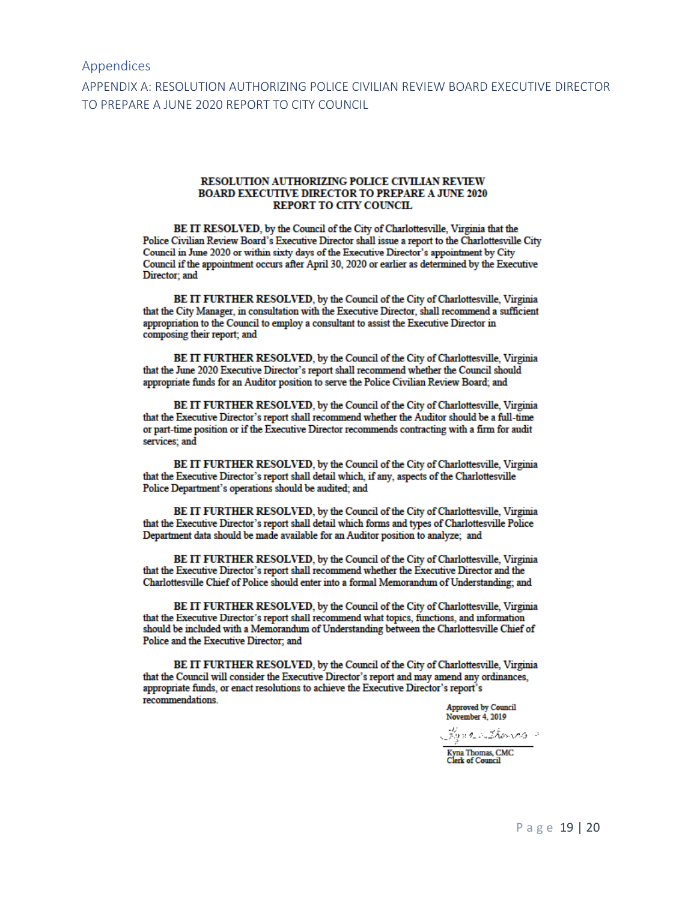# Appendices

## APPENDIX A: RESOLUTION AUTHORIZING POLICE CIVILIAN REVIEW BOARD EXECUTIVE DIRECTOR TO PREPARE A JUNE 2020 REPORT TO CITY COUNCIL

**RESOLUTION AUTHORIZING POLICE CIVILIAN REVIEW BOARD EXECUTIVE DIRECTOR TO PREPARE A JUNE 2020 REPORT TO CITY COUNCIL**

**BE IT RESOLVED**, by the Council of the City of Charlottesville, Virginia that the Police Civilian Review Board's Executive Director shall issue a report to the Charlottesville City Council in June 2020 or within sixty days of the Executive Director's appointment by City Council if the appointment occurs after April 30, 2020 or earlier as determined by the Executive Director; and

**BE IT FURTHER RESOLVED**, by the Council of the City of Charlottesville, Virginia that the City Manager, in consultation with the Executive Director, shall recommend a sufficient appropriation to the Council to employ a consultant to assist the Executive Director in composing their report; and

**BE IT FURTHER RESOLVED**, by the Council of the City of Charlottesville, Virginia that the June 2020 Executive Director's report shall recommend whether the Council should appropriate funds for an Auditor position to serve the Police Civilian Review Board; and

**BE IT FURTHER RESOLVED**, by the Council of the City of Charlottesville, Virginia that the Executive Director's report shall recommend whether the Auditor should be a full-time or part-time position or if the Executive Director recommends contracting with a firm for audit services; and

**BE IT FURTHER RESOLVED**, by the Council of the City of Charlottesville, Virginia that the Executive Director's report shall detail which, if any, aspects of the Charlottesville Police Department's operations should be audited; and

**BE IT FURTHER RESOLVED**, by the Council of the City of Charlottesville, Virginia that the Executive Director's report shall detail which forms and types of Charlottesville Police Department data should be made available for an Auditor position to analyze; and

**BE IT FURTHER RESOLVED**, by the Council of the City of Charlottesville, Virginia that the Executive Director's report shall recommend whether the Executive Director and the Charlottesville Chief of Police should enter into a formal Memorandum of Understanding; and

**BE IT FURTHER RESOLVED**, by the Council of the City of Charlottesville, Virginia that the Executive Director's report shall recommend what topics, functions, and information should be included with a Memorandum of Understanding between the Charlottesville Chief of Police and the Executive Director; and

**BE IT FURTHER RESOLVED**, by the Council of the City of Charlottesville, Virginia that the Council will consider the Executive Director's report and may amend any ordinances, appropriate funds, or enact resolutions to achieve the Executive Director's report's recommendations.

Approved by Council
November 4, 2019

Kyna Thomas, CMC
Clerk of Council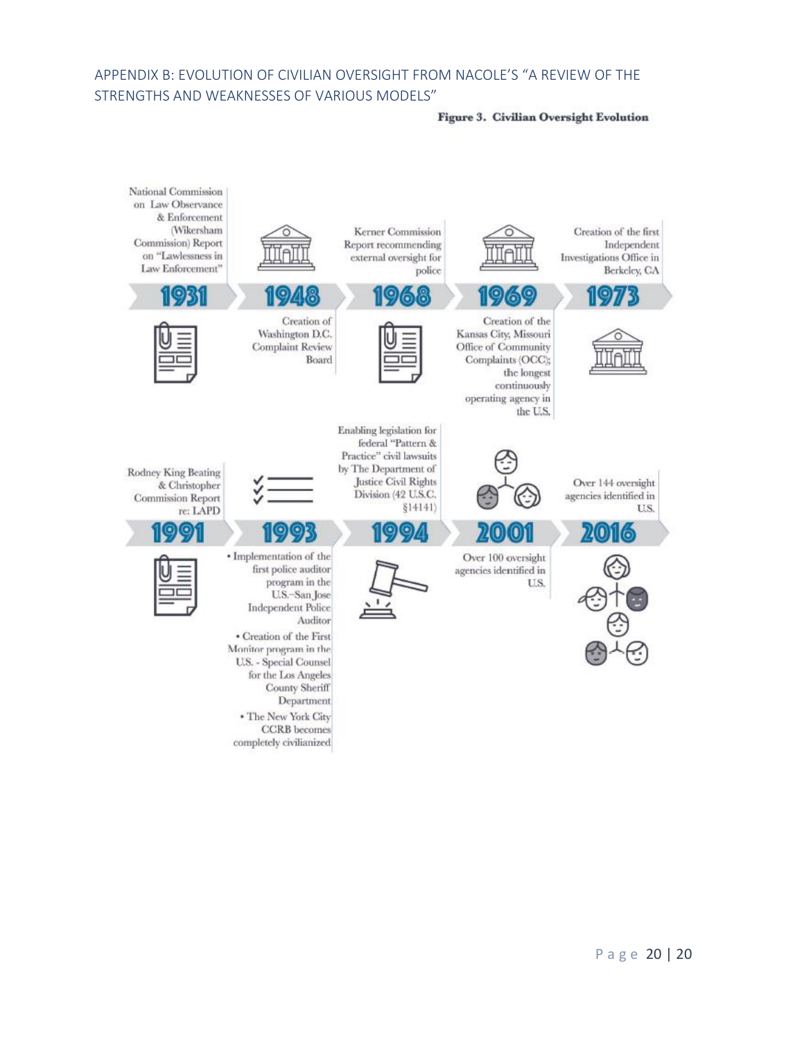## APPENDIX B: EVOLUTION OF CIVILIAN OVERSIGHT FROM NACOLE'S "A REVIEW OF THE STRENGTHS AND WEAKNESSES OF VARIOUS MODELS"

**Figure 3. Civilian Oversight Evolution**

1931
National Commission on Law Observance & Enforcement (Wikersham Commission) Report on "Lawlessness in Law Enforcement"

1948
Creation of Washington D.C. Complaint Review Board

1968
Kerner Commission Report recommending external oversight for police

1969
Creation of the Kansas City, Missouri Office of Community Complaints (OCC); the longest continuously operating agency in the U.S.

1973
Creation of the first Independent Investigations Office in Berkeley, CA

1991
Rodney King Beating & Christopher Commission Report re: LAPD

1993
- Implementation of the first police auditor program in the U.S.–San Jose Independent Police Auditor
- Creation of the First Monitor program in the U.S. - Special Counsel for the Los Angeles County Sheriff Department
- The New York City CCRB becomes completely civilianized

1994
Enabling legislation for federal "Pattern & Practice" civil lawsuits by The Department of Justice Civil Rights Division (42 U.S.C. §14141)

2001
Over 100 oversight agencies identified in U.S.

2016
Over 144 oversight agencies identified in U.S.